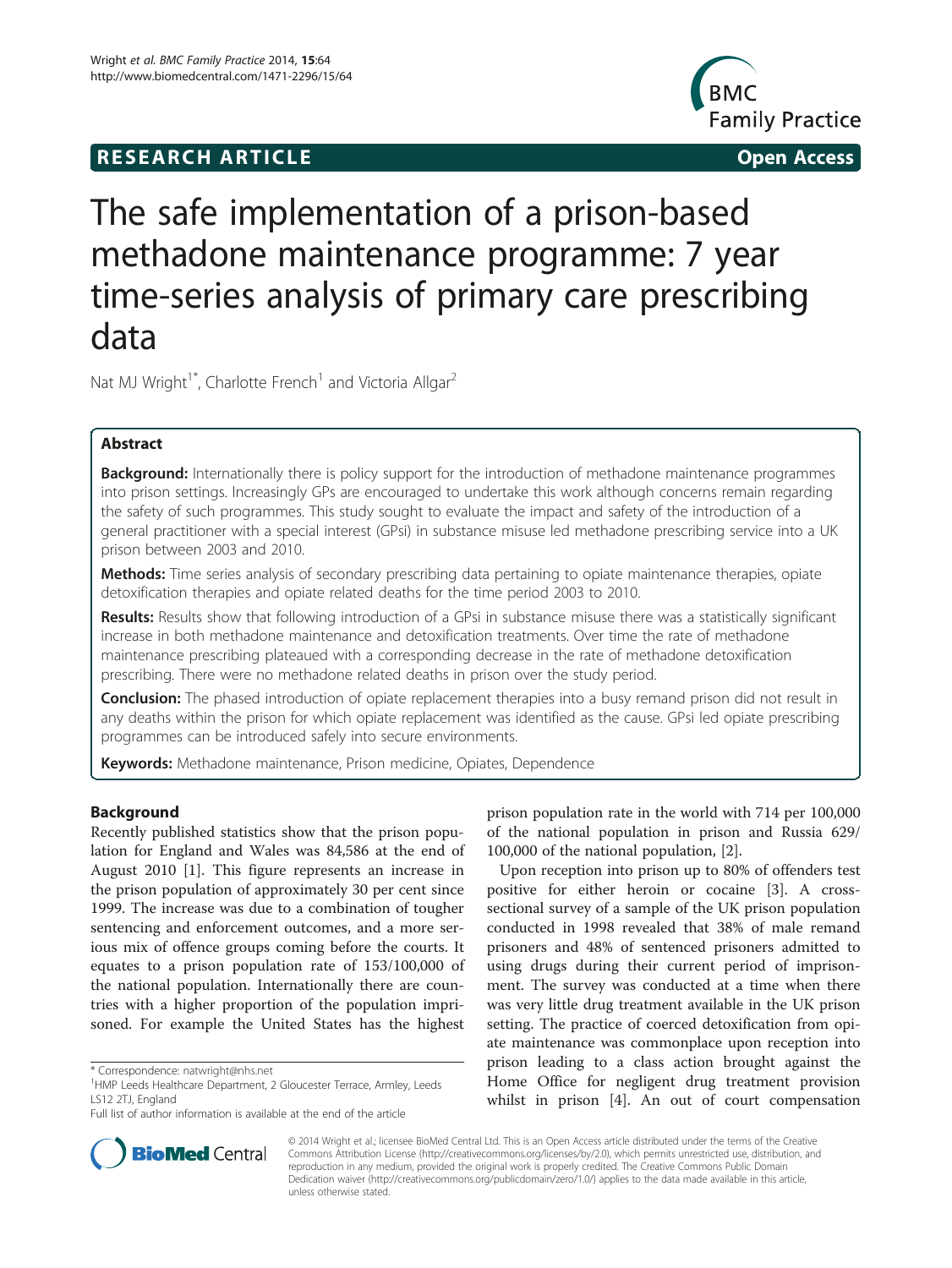RESEARCH ARTICLE Open Access

# The safe implementation of a prison-based methadone maintenance programme: 7 year time-series analysis of primary care prescribing data

Nat MJ Wright[1*], Charlotte French[1] and Victoria Allgar[2]

## Abstract

**Background:** Internationally there is policy support for the introduction of methadone maintenance programmes into prison settings. Increasingly GPs are encouraged to undertake this work although concerns remain regarding the safety of such programmes. This study sought to evaluate the impact and safety of the introduction of a general practitioner with a special interest (GPsi) in substance misuse led methadone prescribing service into a UK prison between 2003 and 2010.

**Methods:** Time series analysis of secondary prescribing data pertaining to opiate maintenance therapies, opiate detoxification therapies and opiate related deaths for the time period 2003 to 2010.

**Results:** Results show that following introduction of a GPsi in substance misuse there was a statistically significant increase in both methadone maintenance and detoxification treatments. Over time the rate of methadone maintenance prescribing plateaued with a corresponding decrease in the rate of methadone detoxification prescribing. There were no methadone related deaths in prison over the study period.

**Conclusion:** The phased introduction of opiate replacement therapies into a busy remand prison did not result in any deaths within the prison for which opiate replacement was identified as the cause. GPsi led opiate prescribing programmes can be introduced safely into secure environments.

**Keywords:** Methadone maintenance, Prison medicine, Opiates, Dependence

## Background

Recently published statistics show that the prison population for England and Wales was 84,586 at the end of August 2010 [1]. This figure represents an increase in the prison population of approximately 30 per cent since 1999. The increase was due to a combination of tougher sentencing and enforcement outcomes, and a more serious mix of offence groups coming before the courts. It equates to a prison population rate of 153/100,000 of the national population. Internationally there are countries with a higher proportion of the population imprisoned. For example the United States has the highest prison population rate in the world with 714 per 100,000 of the national population in prison and Russia 629/100,000 of the national population, [2].

Upon reception into prison up to 80% of offenders test positive for either heroin or cocaine [3]. A cross-sectional survey of a sample of the UK prison population conducted in 1998 revealed that 38% of male remand prisoners and 48% of sentenced prisoners admitted to using drugs during their current period of imprisonment. The survey was conducted at a time when there was very little drug treatment available in the UK prison setting. The practice of coerced detoxification from opiate maintenance was commonplace upon reception into prison leading to a class action brought against the Home Office for negligent drug treatment provision whilst in prison [4]. An out of court compensation

\* Correspondence: natwright@nhs.net
[1]HMP Leeds Healthcare Department, 2 Gloucester Terrace, Armley, Leeds LS12 2TJ, England
Full list of author information is available at the end of the article

© 2014 Wright et al.; licensee BioMed Central Ltd. This is an Open Access article distributed under the terms of the Creative Commons Attribution License (http://creativecommons.org/licenses/by/2.0), which permits unrestricted use, distribution, and reproduction in any medium, provided the original work is properly credited. The Creative Commons Public Domain Dedication waiver (http://creativecommons.org/publicdomain/zero/1.0/) applies to the data made available in this article, unless otherwise stated.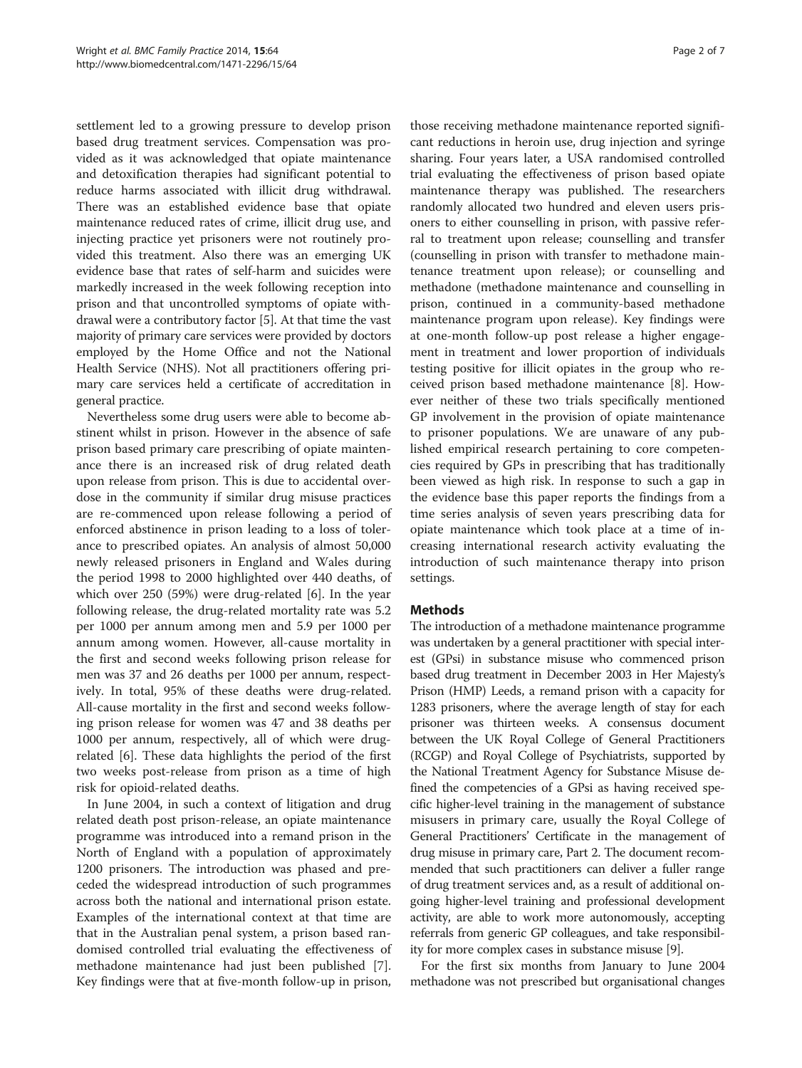settlement led to a growing pressure to develop prison based drug treatment services. Compensation was provided as it was acknowledged that opiate maintenance and detoxification therapies had significant potential to reduce harms associated with illicit drug withdrawal. There was an established evidence base that opiate maintenance reduced rates of crime, illicit drug use, and injecting practice yet prisoners were not routinely provided this treatment. Also there was an emerging UK evidence base that rates of self-harm and suicides were markedly increased in the week following reception into prison and that uncontrolled symptoms of opiate withdrawal were a contributory factor [5]. At that time the vast majority of primary care services were provided by doctors employed by the Home Office and not the National Health Service (NHS). Not all practitioners offering primary care services held a certificate of accreditation in general practice.

Nevertheless some drug users were able to become abstinent whilst in prison. However in the absence of safe prison based primary care prescribing of opiate maintenance there is an increased risk of drug related death upon release from prison. This is due to accidental overdose in the community if similar drug misuse practices are re-commenced upon release following a period of enforced abstinence in prison leading to a loss of tolerance to prescribed opiates. An analysis of almost 50,000 newly released prisoners in England and Wales during the period 1998 to 2000 highlighted over 440 deaths, of which over 250 (59%) were drug-related [6]. In the year following release, the drug-related mortality rate was 5.2 per 1000 per annum among men and 5.9 per 1000 per annum among women. However, all-cause mortality in the first and second weeks following prison release for men was 37 and 26 deaths per 1000 per annum, respectively. In total, 95% of these deaths were drug-related. All-cause mortality in the first and second weeks following prison release for women was 47 and 38 deaths per 1000 per annum, respectively, all of which were drug-related [6]. These data highlights the period of the first two weeks post-release from prison as a time of high risk for opioid-related deaths.

In June 2004, in such a context of litigation and drug related death post prison-release, an opiate maintenance programme was introduced into a remand prison in the North of England with a population of approximately 1200 prisoners. The introduction was phased and preceded the widespread introduction of such programmes across both the national and international prison estate. Examples of the international context at that time are that in the Australian penal system, a prison based randomised controlled trial evaluating the effectiveness of methadone maintenance had just been published [7]. Key findings were that at five-month follow-up in prison, those receiving methadone maintenance reported significant reductions in heroin use, drug injection and syringe sharing. Four years later, a USA randomised controlled trial evaluating the effectiveness of prison based opiate maintenance therapy was published. The researchers randomly allocated two hundred and eleven users prisoners to either counselling in prison, with passive referral to treatment upon release; counselling and transfer (counselling in prison with transfer to methadone maintenance treatment upon release); or counselling and methadone (methadone maintenance and counselling in prison, continued in a community-based methadone maintenance program upon release). Key findings were at one-month follow-up post release a higher engagement in treatment and lower proportion of individuals testing positive for illicit opiates in the group who received prison based methadone maintenance [8]. However neither of these two trials specifically mentioned GP involvement in the provision of opiate maintenance to prisoner populations. We are unaware of any published empirical research pertaining to core competencies required by GPs in prescribing that has traditionally been viewed as high risk. In response to such a gap in the evidence base this paper reports the findings from a time series analysis of seven years prescribing data for opiate maintenance which took place at a time of increasing international research activity evaluating the introduction of such maintenance therapy into prison settings.

## Methods

The introduction of a methadone maintenance programme was undertaken by a general practitioner with special interest (GPsi) in substance misuse who commenced prison based drug treatment in December 2003 in Her Majesty's Prison (HMP) Leeds, a remand prison with a capacity for 1283 prisoners, where the average length of stay for each prisoner was thirteen weeks. A consensus document between the UK Royal College of General Practitioners (RCGP) and Royal College of Psychiatrists, supported by the National Treatment Agency for Substance Misuse defined the competencies of a GPsi as having received specific higher-level training in the management of substance misusers in primary care, usually the Royal College of General Practitioners' Certificate in the management of drug misuse in primary care, Part 2. The document recommended that such practitioners can deliver a fuller range of drug treatment services and, as a result of additional ongoing higher-level training and professional development activity, are able to work more autonomously, accepting referrals from generic GP colleagues, and take responsibility for more complex cases in substance misuse [9].

For the first six months from January to June 2004 methadone was not prescribed but organisational changes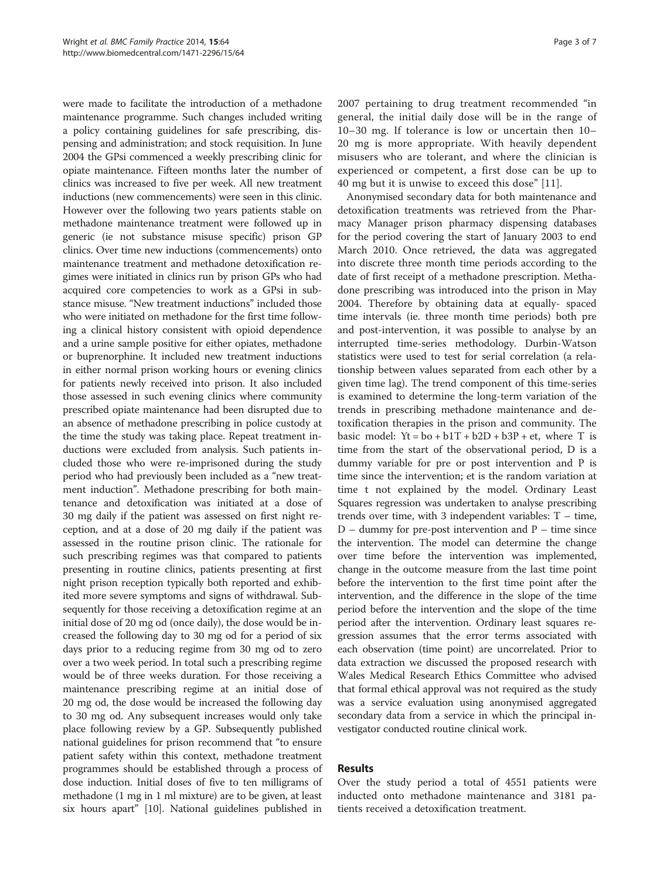were made to facilitate the introduction of a methadone maintenance programme. Such changes included writing a policy containing guidelines for safe prescribing, dispensing and administration; and stock requisition. In June 2004 the GPsi commenced a weekly prescribing clinic for opiate maintenance. Fifteen months later the number of clinics was increased to five per week. All new treatment inductions (new commencements) were seen in this clinic. However over the following two years patients stable on methadone maintenance treatment were followed up in generic (ie not substance misuse specific) prison GP clinics. Over time new inductions (commencements) onto maintenance treatment and methadone detoxification regimes were initiated in clinics run by prison GPs who had acquired core competencies to work as a GPsi in substance misuse. "New treatment inductions" included those who were initiated on methadone for the first time following a clinical history consistent with opioid dependence and a urine sample positive for either opiates, methadone or buprenorphine. It included new treatment inductions in either normal prison working hours or evening clinics for patients newly received into prison. It also included those assessed in such evening clinics where community prescribed opiate maintenance had been disrupted due to an absence of methadone prescribing in police custody at the time the study was taking place. Repeat treatment inductions were excluded from analysis. Such patients included those who were re-imprisoned during the study period who had previously been included as a "new treatment induction". Methadone prescribing for both maintenance and detoxification was initiated at a dose of 30 mg daily if the patient was assessed on first night reception, and at a dose of 20 mg daily if the patient was assessed in the routine prison clinic. The rationale for such prescribing regimes was that compared to patients presenting in routine clinics, patients presenting at first night prison reception typically both reported and exhibited more severe symptoms and signs of withdrawal. Subsequently for those receiving a detoxification regime at an initial dose of 20 mg od (once daily), the dose would be increased the following day to 30 mg od for a period of six days prior to a reducing regime from 30 mg od to zero over a two week period. In total such a prescribing regime would be of three weeks duration. For those receiving a maintenance prescribing regime at an initial dose of 20 mg od, the dose would be increased the following day to 30 mg od. Any subsequent increases would only take place following review by a GP. Subsequently published national guidelines for prison recommend that "to ensure patient safety within this context, methadone treatment programmes should be established through a process of dose induction. Initial doses of five to ten milligrams of methadone (1 mg in 1 ml mixture) are to be given, at least six hours apart" [10]. National guidelines published in 2007 pertaining to drug treatment recommended "in general, the initial daily dose will be in the range of 10–30 mg. If tolerance is low or uncertain then 10–20 mg is more appropriate. With heavily dependent misusers who are tolerant, and where the clinician is experienced or competent, a first dose can be up to 40 mg but it is unwise to exceed this dose" [11].

Anonymised secondary data for both maintenance and detoxification treatments was retrieved from the Pharmacy Manager prison pharmacy dispensing databases for the period covering the start of January 2003 to end March 2010. Once retrieved, the data was aggregated into discrete three month time periods according to the date of first receipt of a methadone prescription. Methadone prescribing was introduced into the prison in May 2004. Therefore by obtaining data at equally- spaced time intervals (ie. three month time periods) both pre and post-intervention, it was possible to analyse by an interrupted time-series methodology. Durbin-Watson statistics were used to test for serial correlation (a relationship between values separated from each other by a given time lag). The trend component of this time-series is examined to determine the long-term variation of the trends in prescribing methadone maintenance and detoxification therapies in the prison and community. The basic model: $Y_t = b_0 + b_1T + b_2D + b_3P + e_t$, where T is time from the start of the observational period, D is a dummy variable for pre or post intervention and P is time since the intervention; $e_t$ is the random variation at time t not explained by the model. Ordinary Least Squares regression was undertaken to analyse prescribing trends over time, with 3 independent variables: T – time, D – dummy for pre-post intervention and P – time since the intervention. The model can determine the change over time before the intervention was implemented, change in the outcome measure from the last time point before the intervention to the first time point after the intervention, and the difference in the slope of the time period before the intervention and the slope of the time period after the intervention. Ordinary least squares regression assumes that the error terms associated with each observation (time point) are uncorrelated. Prior to data extraction we discussed the proposed research with Wales Medical Research Ethics Committee who advised that formal ethical approval was not required as the study was a service evaluation using anonymised aggregated secondary data from a service in which the principal investigator conducted routine clinical work.

## Results

Over the study period a total of 4551 patients were inducted onto methadone maintenance and 3181 patients received a detoxification treatment.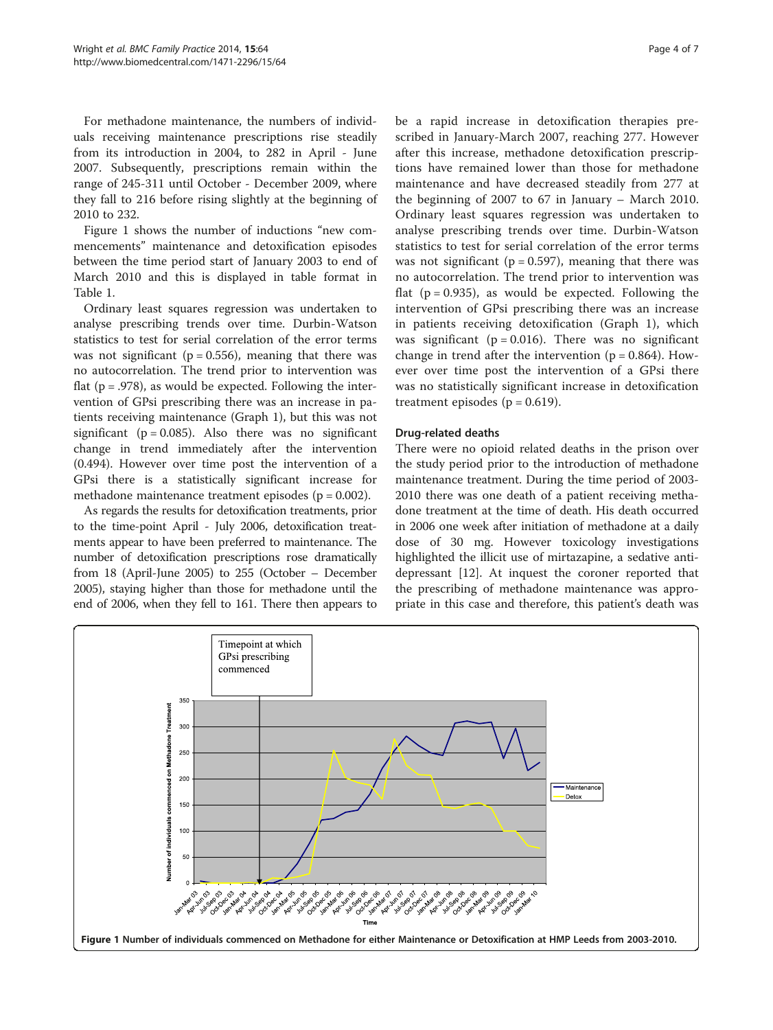For methadone maintenance, the numbers of individuals receiving maintenance prescriptions rise steadily from its introduction in 2004, to 282 in April - June 2007. Subsequently, prescriptions remain within the range of 245-311 until October - December 2009, where they fall to 216 before rising slightly at the beginning of 2010 to 232.

Figure 1 shows the number of inductions "new commencements" maintenance and detoxification episodes between the time period start of January 2003 to end of March 2010 and this is displayed in table format in Table 1.

Ordinary least squares regression was undertaken to analyse prescribing trends over time. Durbin-Watson statistics to test for serial correlation of the error terms was not significant ($p = 0.556$), meaning that there was no autocorrelation. The trend prior to intervention was flat ($p = .978$), as would be expected. Following the intervention of GPsi prescribing there was an increase in patients receiving maintenance (Graph 1), but this was not significant ($p = 0.085$). Also there was no significant change in trend immediately after the intervention (0.494). However over time post the intervention of a GPsi there is a statistically significant increase for methadone maintenance treatment episodes ($p = 0.002$).

As regards the results for detoxification treatments, prior to the time-point April - July 2006, detoxification treatments appear to have been preferred to maintenance. The number of detoxification prescriptions rose dramatically from 18 (April-June 2005) to 255 (October – December 2005), staying higher than those for methadone until the end of 2006, when they fell to 161. There then appears to be a rapid increase in detoxification therapies prescribed in January-March 2007, reaching 277. However after this increase, methadone detoxification prescriptions have remained lower than those for methadone maintenance and have decreased steadily from 277 at the beginning of 2007 to 67 in January – March 2010. Ordinary least squares regression was undertaken to analyse prescribing trends over time. Durbin-Watson statistics to test for serial correlation of the error terms was not significant ($p = 0.597$), meaning that there was no autocorrelation. The trend prior to intervention was flat ($p = 0.935$), as would be expected. Following the intervention of GPsi prescribing there was an increase in patients receiving detoxification (Graph 1), which was significant ($p = 0.016$). There was no significant change in trend after the intervention ($p = 0.864$). However over time post the intervention of a GPsi there was no statistically significant increase in detoxification treatment episodes ($p = 0.619$).

### Drug-related deaths

There were no opioid related deaths in the prison over the study period prior to the introduction of methadone maintenance treatment. During the time period of 2003-2010 there was one death of a patient receiving methadone treatment at the time of death. His death occurred in 2006 one week after initiation of methadone at a daily dose of 30 mg. However toxicology investigations highlighted the illicit use of mirtazapine, a sedative antidepressant [12]. At inquest the coroner reported that the prescribing of methadone maintenance was appropriate in this case and therefore, this patient's death was

**Figure 1** Number of individuals commenced on Methadone for either Maintenance or Detoxification at HMP Leeds from 2003-2010.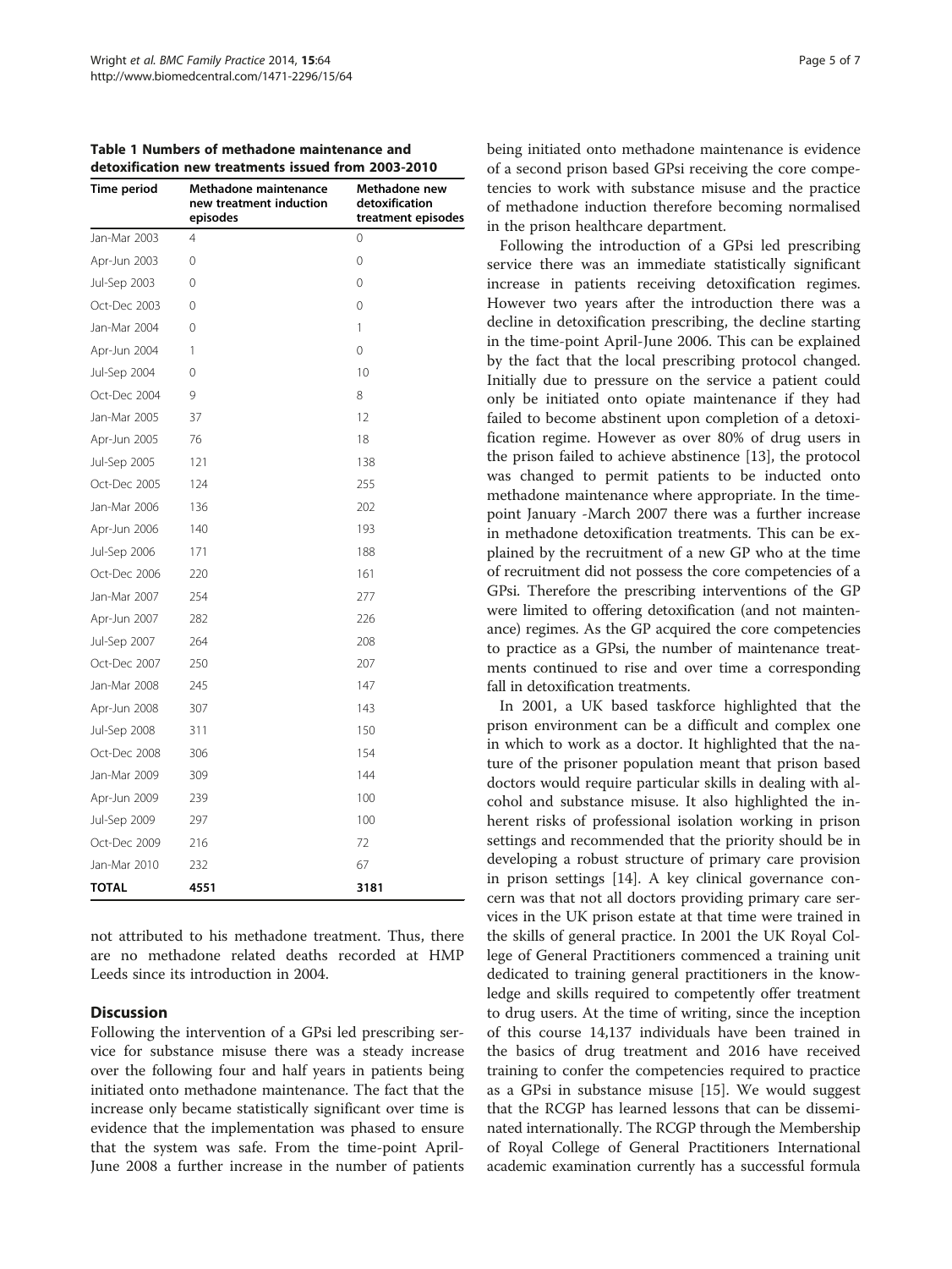**Table 1 Numbers of methadone maintenance and detoxification new treatments issued from 2003-2010**

| Time period | Methadone maintenance new treatment induction episodes | Methadone new detoxification treatment episodes |
|---|---|---|
| Jan-Mar 2003 | 4 | 0 |
| Apr-Jun 2003 | 0 | 0 |
| Jul-Sep 2003 | 0 | 0 |
| Oct-Dec 2003 | 0 | 0 |
| Jan-Mar 2004 | 0 | 1 |
| Apr-Jun 2004 | 1 | 0 |
| Jul-Sep 2004 | 0 | 10 |
| Oct-Dec 2004 | 9 | 8 |
| Jan-Mar 2005 | 37 | 12 |
| Apr-Jun 2005 | 76 | 18 |
| Jul-Sep 2005 | 121 | 138 |
| Oct-Dec 2005 | 124 | 255 |
| Jan-Mar 2006 | 136 | 202 |
| Apr-Jun 2006 | 140 | 193 |
| Jul-Sep 2006 | 171 | 188 |
| Oct-Dec 2006 | 220 | 161 |
| Jan-Mar 2007 | 254 | 277 |
| Apr-Jun 2007 | 282 | 226 |
| Jul-Sep 2007 | 264 | 208 |
| Oct-Dec 2007 | 250 | 207 |
| Jan-Mar 2008 | 245 | 147 |
| Apr-Jun 2008 | 307 | 143 |
| Jul-Sep 2008 | 311 | 150 |
| Oct-Dec 2008 | 306 | 154 |
| Jan-Mar 2009 | 309 | 144 |
| Apr-Jun 2009 | 239 | 100 |
| Jul-Sep 2009 | 297 | 100 |
| Oct-Dec 2009 | 216 | 72 |
| Jan-Mar 2010 | 232 | 67 |
| **TOTAL** | **4551** | **3181** |

not attributed to his methadone treatment. Thus, there are no methadone related deaths recorded at HMP Leeds since its introduction in 2004.

## Discussion

Following the intervention of a GPsi led prescribing service for substance misuse there was a steady increase over the following four and half years in patients being initiated onto methadone maintenance. The fact that the increase only became statistically significant over time is evidence that the implementation was phased to ensure that the system was safe. From the time-point April-June 2008 a further increase in the number of patients being initiated onto methadone maintenance is evidence of a second prison based GPsi receiving the core competencies to work with substance misuse and the practice of methadone induction therefore becoming normalised in the prison healthcare department.

Following the introduction of a GPsi led prescribing service there was an immediate statistically significant increase in patients receiving detoxification regimes. However two years after the introduction there was a decline in detoxification prescribing, the decline starting in the time-point April-June 2006. This can be explained by the fact that the local prescribing protocol changed. Initially due to pressure on the service a patient could only be initiated onto opiate maintenance if they had failed to become abstinent upon completion of a detoxification regime. However as over 80% of drug users in the prison failed to achieve abstinence [13], the protocol was changed to permit patients to be inducted onto methadone maintenance where appropriate. In the time-point January -March 2007 there was a further increase in methadone detoxification treatments. This can be explained by the recruitment of a new GP who at the time of recruitment did not possess the core competencies of a GPsi. Therefore the prescribing interventions of the GP were limited to offering detoxification (and not maintenance) regimes. As the GP acquired the core competencies to practice as a GPsi, the number of maintenance treatments continued to rise and over time a corresponding fall in detoxification treatments.

In 2001, a UK based taskforce highlighted that the prison environment can be a difficult and complex one in which to work as a doctor. It highlighted that the nature of the prisoner population meant that prison based doctors would require particular skills in dealing with alcohol and substance misuse. It also highlighted the inherent risks of professional isolation working in prison settings and recommended that the priority should be in developing a robust structure of primary care provision in prison settings [14]. A key clinical governance concern was that not all doctors providing primary care services in the UK prison estate at that time were trained in the skills of general practice. In 2001 the UK Royal College of General Practitioners commenced a training unit dedicated to training general practitioners in the knowledge and skills required to competently offer treatment to drug users. At the time of writing, since the inception of this course 14,137 individuals have been trained in the basics of drug treatment and 2016 have received training to confer the competencies required to practice as a GPsi in substance misuse [15]. We would suggest that the RCGP has learned lessons that can be disseminated internationally. The RCGP through the Membership of Royal College of General Practitioners International academic examination currently has a successful formula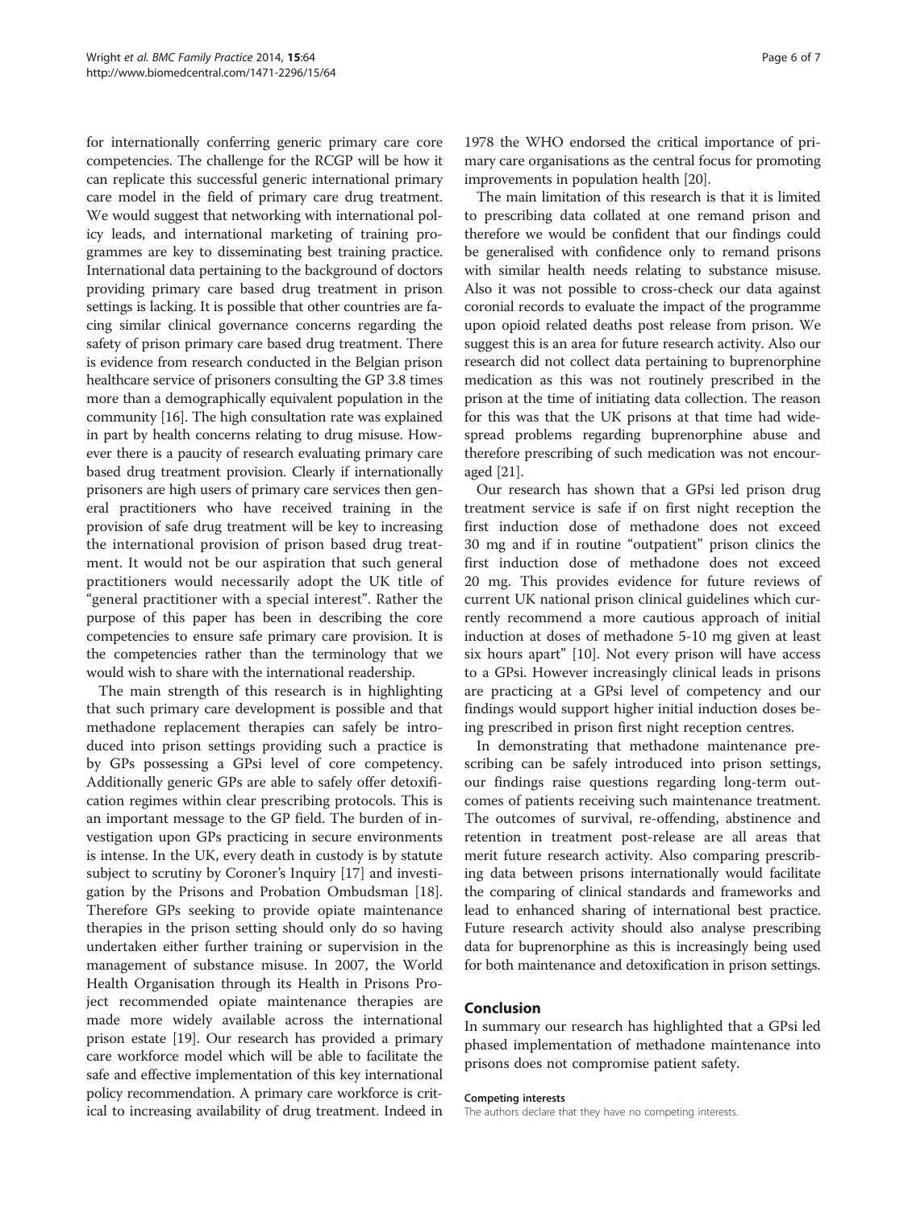for internationally conferring generic primary care core competencies. The challenge for the RCGP will be how it can replicate this successful generic international primary care model in the field of primary care drug treatment. We would suggest that networking with international policy leads, and international marketing of training programmes are key to disseminating best training practice. International data pertaining to the background of doctors providing primary care based drug treatment in prison settings is lacking. It is possible that other countries are facing similar clinical governance concerns regarding the safety of prison primary care based drug treatment. There is evidence from research conducted in the Belgian prison healthcare service of prisoners consulting the GP 3.8 times more than a demographically equivalent population in the community [16]. The high consultation rate was explained in part by health concerns relating to drug misuse. However there is a paucity of research evaluating primary care based drug treatment provision. Clearly if internationally prisoners are high users of primary care services then general practitioners who have received training in the provision of safe drug treatment will be key to increasing the international provision of prison based drug treatment. It would not be our aspiration that such general practitioners would necessarily adopt the UK title of "general practitioner with a special interest". Rather the purpose of this paper has been in describing the core competencies to ensure safe primary care provision. It is the competencies rather than the terminology that we would wish to share with the international readership.

The main strength of this research is in highlighting that such primary care development is possible and that methadone replacement therapies can safely be introduced into prison settings providing such a practice is by GPs possessing a GPsi level of core competency. Additionally generic GPs are able to safely offer detoxification regimes within clear prescribing protocols. This is an important message to the GP field. The burden of investigation upon GPs practicing in secure environments is intense. In the UK, every death in custody is by statute subject to scrutiny by Coroner's Inquiry [17] and investigation by the Prisons and Probation Ombudsman [18]. Therefore GPs seeking to provide opiate maintenance therapies in the prison setting should only do so having undertaken either further training or supervision in the management of substance misuse. In 2007, the World Health Organisation through its Health in Prisons Project recommended opiate maintenance therapies are made more widely available across the international prison estate [19]. Our research has provided a primary care workforce model which will be able to facilitate the safe and effective implementation of this key international policy recommendation. A primary care workforce is critical to increasing availability of drug treatment. Indeed in 1978 the WHO endorsed the critical importance of primary care organisations as the central focus for promoting improvements in population health [20].

The main limitation of this research is that it is limited to prescribing data collated at one remand prison and therefore we would be confident that our findings could be generalised with confidence only to remand prisons with similar health needs relating to substance misuse. Also it was not possible to cross-check our data against coronial records to evaluate the impact of the programme upon opioid related deaths post release from prison. We suggest this is an area for future research activity. Also our research did not collect data pertaining to buprenorphine medication as this was not routinely prescribed in the prison at the time of initiating data collection. The reason for this was that the UK prisons at that time had widespread problems regarding buprenorphine abuse and therefore prescribing of such medication was not encouraged [21].

Our research has shown that a GPsi led prison drug treatment service is safe if on first night reception the first induction dose of methadone does not exceed 30 mg and if in routine "outpatient" prison clinics the first induction dose of methadone does not exceed 20 mg. This provides evidence for future reviews of current UK national prison clinical guidelines which currently recommend a more cautious approach of initial induction at doses of methadone 5-10 mg given at least six hours apart" [10]. Not every prison will have access to a GPsi. However increasingly clinical leads in prisons are practicing at a GPsi level of competency and our findings would support higher initial induction doses being prescribed in prison first night reception centres.

In demonstrating that methadone maintenance prescribing can be safely introduced into prison settings, our findings raise questions regarding long-term outcomes of patients receiving such maintenance treatment. The outcomes of survival, re-offending, abstinence and retention in treatment post-release are all areas that merit future research activity. Also comparing prescribing data between prisons internationally would facilitate the comparing of clinical standards and frameworks and lead to enhanced sharing of international best practice. Future research activity should also analyse prescribing data for buprenorphine as this is increasingly being used for both maintenance and detoxification in prison settings.

## Conclusion

In summary our research has highlighted that a GPsi led phased implementation of methadone maintenance into prisons does not compromise patient safety.

#### Competing interests

The authors declare that they have no competing interests.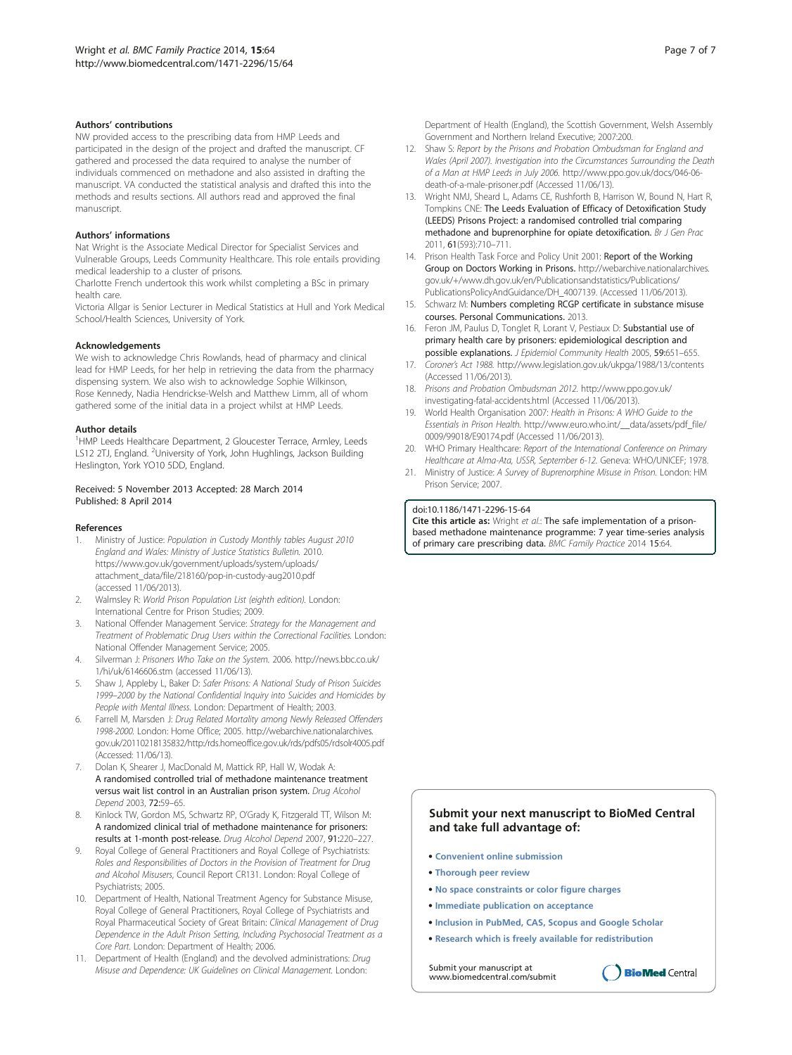### Authors' contributions

NW provided access to the prescribing data from HMP Leeds and participated in the design of the project and drafted the manuscript. CF gathered and processed the data required to analyse the number of individuals commenced on methadone and also assisted in drafting the manuscript. VA conducted the statistical analysis and drafted this into the methods and results sections. All authors read and approved the final manuscript.

### Authors' informations

Nat Wright is the Associate Medical Director for Specialist Services and Vulnerable Groups, Leeds Community Healthcare. This role entails providing medical leadership to a cluster of prisons.

Charlotte French undertook this work whilst completing a BSc in primary health care.

Victoria Allgar is Senior Lecturer in Medical Statistics at Hull and York Medical School/Health Sciences, University of York.

### Acknowledgements

We wish to acknowledge Chris Rowlands, head of pharmacy and clinical lead for HMP Leeds, for her help in retrieving the data from the pharmacy dispensing system. We also wish to acknowledge Sophie Wilkinson, Rose Kennedy, Nadia Hendrickse-Welsh and Matthew Limm, all of whom gathered some of the initial data in a project whilst at HMP Leeds.

### Author details

[1]HMP Leeds Healthcare Department, 2 Gloucester Terrace, Armley, Leeds LS12 2TJ, England. [2]University of York, John Hughlings, Jackson Building Heslington, York YO10 5DD, England.

Received: 5 November 2013 Accepted: 28 March 2014
Published: 8 April 2014

### References

1. Ministry of Justice: *Population in Custody Monthly tables August 2010 England and Wales: Ministry of Justice Statistics Bulletin.* 2010. https://www.gov.uk/government/uploads/system/uploads/attachment_data/file/218160/pop-in-custody-aug2010.pdf (accessed 11/06/2013).
2. Walmsley R: *World Prison Population List (eighth edition).* London: International Centre for Prison Studies; 2009.
3. National Offender Management Service: *Strategy for the Management and Treatment of Problematic Drug Users within the Correctional Facilities.* London: National Offender Management Service; 2005.
4. Silverman J: *Prisoners Who Take on the System.* 2006. http://news.bbc.co.uk/1/hi/uk/6146606.stm (accessed 11/06/13).
5. Shaw J, Appleby L, Baker D: *Safer Prisons: A National Study of Prison Suicides 1999–2000 by the National Confidential Inquiry into Suicides and Homicides by People with Mental Illness.* London: Department of Health; 2003.
6. Farrell M, Marsden J: *Drug Related Mortality among Newly Released Offenders 1998-2000.* London: Home Office; 2005. http://webarchive.nationalarchives.gov.uk/20110218135832/http:/rds.homeoffice.gov.uk/rds/pdfs05/rdsolr4005.pdf (Accessed: 11/06/13).
7. Dolan K, Shearer J, MacDonald M, Mattick RP, Hall W, Wodak A: **A randomised controlled trial of methadone maintenance treatment versus wait list control in an Australian prison system.** *Drug Alcohol Depend* 2003, **72:**59–65.
8. Kinlock TW, Gordon MS, Schwartz RP, O'Grady K, Fitzgerald TT, Wilson M: **A randomized clinical trial of methadone maintenance for prisoners: results at 1-month post-release.** *Drug Alcohol Depend* 2007, **91:**220–227.
9. Royal College of General Practitioners and Royal College of Psychiatrists: *Roles and Responsibilities of Doctors in the Provision of Treatment for Drug and Alcohol Misusers*, Council Report CR131. London: Royal College of Psychiatrists; 2005.
10. Department of Health, National Treatment Agency for Substance Misuse, Royal College of General Practitioners, Royal College of Psychiatrists and Royal Pharmaceutical Society of Great Britain: *Clinical Management of Drug Dependence in the Adult Prison Setting, Including Psychosocial Treatment as a Core Part.* London: Department of Health; 2006.
11. Department of Health (England) and the devolved administrations: *Drug Misuse and Dependence: UK Guidelines on Clinical Management.* London: Department of Health (England), the Scottish Government, Welsh Assembly Government and Northern Ireland Executive; 2007:200.
12. Shaw S: *Report by the Prisons and Probation Ombudsman for England and Wales (April 2007). Investigation into the Circumstances Surrounding the Death of a Man at HMP Leeds in July 2006.* http://www.ppo.gov.uk/docs/046-06-death-of-a-male-prisoner.pdf (Accessed 11/06/13).
13. Wright NMJ, Sheard L, Adams CE, Rushforth B, Harrison W, Bound N, Hart R, Tompkins CNE: **The Leeds Evaluation of Efficacy of Detoxification Study (LEEDS) Prisons Project: a randomised controlled trial comparing methadone and buprenorphine for opiate detoxification.** *Br J Gen Prac* 2011, **61**(593):710–711.
14. Prison Health Task Force and Policy Unit 2001: **Report of the Working Group on Doctors Working in Prisons.** http://webarchive.nationalarchives.gov.uk/+/www.dh.gov.uk/en/Publicationsandstatistics/Publications/PublicationsPolicyAndGuidance/DH_4007139. (Accessed 11/06/2013).
15. Schwarz M: **Numbers completing RCGP certificate in substance misuse courses. Personal Communications.** 2013.
16. Feron JM, Paulus D, Tonglet R, Lorant V, Pestiaux D: **Substantial use of primary health care by prisoners: epidemiological description and possible explanations.** *J Epidemiol Community Health* 2005, **59:**651–655.
17. *Coroner's Act 1988.* http://www.legislation.gov.uk/ukpga/1988/13/contents (Accessed 11/06/2013).
18. *Prisons and Probation Ombudsman 2012.* http://www.ppo.gov.uk/investigating-fatal-accidents.html (Accessed 11/06/2013).
19. World Health Organisation 2007: *Health in Prisons: A WHO Guide to the Essentials in Prison Health.* http://www.euro.who.int/__data/assets/pdf_file/0009/99018/E90174.pdf (Accessed 11/06/2013).
20. WHO Primary Healthcare: *Report of the International Conference on Primary Healthcare at Alma-Ata, USSR, September 6-12.* Geneva: WHO/UNICEF; 1978.
21. Ministry of Justice: *A Survey of Buprenorphine Misuse in Prison.* London: HM Prison Service; 2007.

doi:10.1186/1471-2296-15-64

**Cite this article as:** Wright *et al.*: The safe implementation of a prison-based methadone maintenance programme: 7 year time-series analysis of primary care prescribing data. *BMC Family Practice* 2014 **15**:64.

**Submit your next manuscript to BioMed Central and take full advantage of:**

- **Convenient online submission**
- **Thorough peer review**
- **No space constraints or color figure charges**
- **Immediate publication on acceptance**
- **Inclusion in PubMed, CAS, Scopus and Google Scholar**
- **Research which is freely available for redistribution**

Submit your manuscript at www.biomedcentral.com/submit

BioMed Central